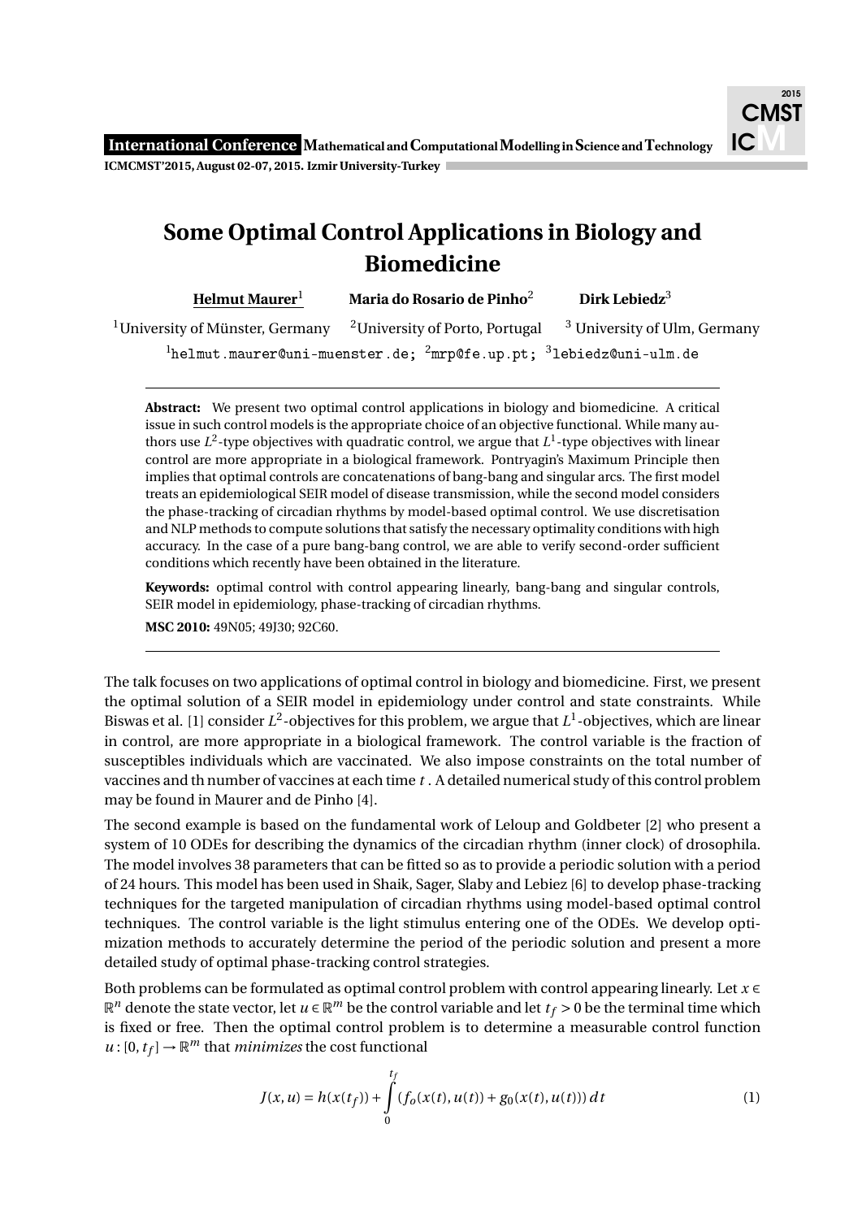# Some Optimal Control Applications in Biology and Biomedicine

**Helmut Maurer**[1] **Maria do Rosario de Pinho**[2] **Dirk Lebiedz**[3]

[1]University of Münster, Germany [2]University of Porto, Portugal [3] University of Ulm, Germany

[1]helmut.maurer@uni-muenster.de; [2]mrp@fe.up.pt; [3]lebiedz@uni-ulm.de

---

**Abstract:** We present two optimal control applications in biology and biomedicine. A critical issue in such control models is the appropriate choice of an objective functional. While many authors use $L^2$-type objectives with quadratic control, we argue that $L^1$-type objectives with linear control are more appropriate in a biological framework. Pontryagin's Maximum Principle then implies that optimal controls are concatenations of bang-bang and singular arcs. The first model treats an epidemiological SEIR model of disease transmission, while the second model considers the phase-tracking of circadian rhythms by model-based optimal control. We use discretisation and NLP methods to compute solutions that satisfy the necessary optimality conditions with high accuracy. In the case of a pure bang-bang control, we are able to verify second-order sufficient conditions which recently have been obtained in the literature.

**Keywords:** optimal control with control appearing linearly, bang-bang and singular controls, SEIR model in epidemiology, phase-tracking of circadian rhythms.

**MSC 2010:** 49N05; 49J30; 92C60.

---

The talk focuses on two applications of optimal control in biology and biomedicine. First, we present the optimal solution of a SEIR model in epidemiology under control and state constraints. While Biswas et al. [1] consider $L^2$-objectives for this problem, we argue that $L^1$-objectives, which are linear in control, are more appropriate in a biological framework. The control variable is the fraction of susceptibles individuals which are vaccinated. We also impose constraints on the total number of vaccines and th number of vaccines at each time $t$. A detailed numerical study of this control problem may be found in Maurer and de Pinho [4].

The second example is based on the fundamental work of Leloup and Goldbeter [2] who present a system of 10 ODEs for describing the dynamics of the circadian rhythm (inner clock) of drosophila. The model involves 38 parameters that can be fitted so as to provide a periodic solution with a period of 24 hours. This model has been used in Shaik, Sager, Slaby and Lebiez [6] to develop phase-tracking techniques for the targeted manipulation of circadian rhythms using model-based optimal control techniques. The control variable is the light stimulus entering one of the ODEs. We develop optimization methods to accurately determine the period of the periodic solution and present a more detailed study of optimal phase-tracking control strategies.

Both problems can be formulated as optimal control problem with control appearing linearly. Let $x \in \mathbb{R}^n$ denote the state vector, let $u \in \mathbb{R}^m$ be the control variable and let $t_f > 0$ be the terminal time which is fixed or free. Then the optimal control problem is to determine a measurable control function $u : [0, t_f] \to \mathbb{R}^m$ that *minimizes* the cost functional

$$J(x, u) = h(x(t_f)) + \int_0^{t_f} (f_o(x(t), u(t)) + g_0(x(t), u(t)))\, dt \tag{1}$$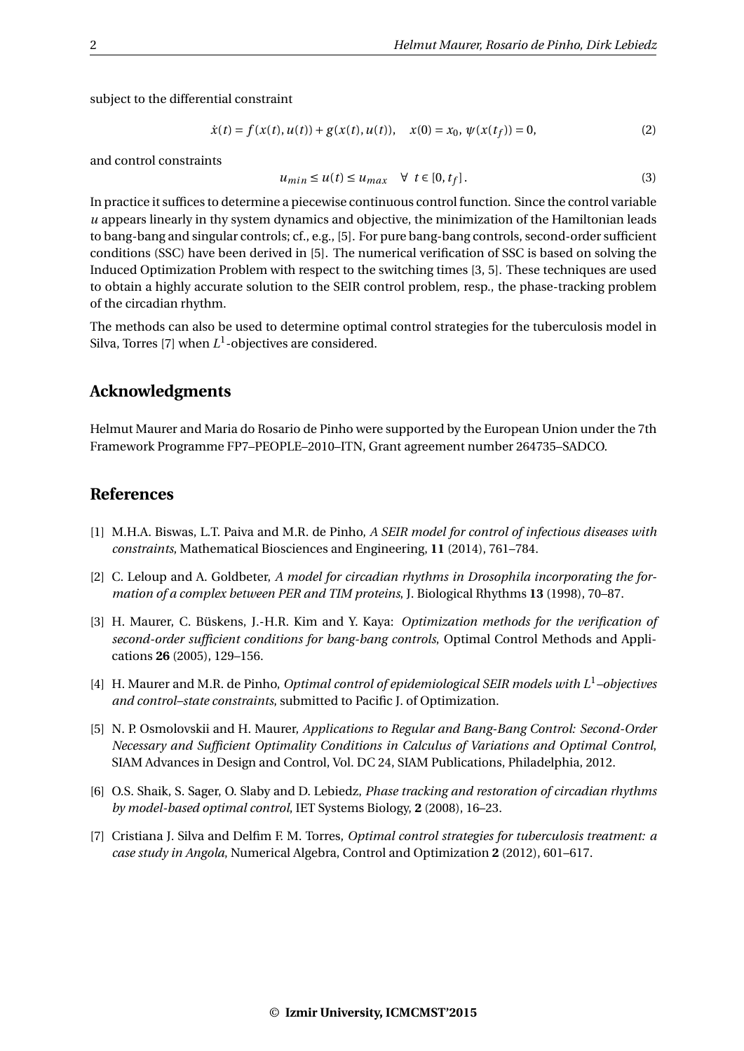subject to the differential constraint

$$\dot{x}(t) = f(x(t), u(t)) + g(x(t), u(t)), \quad x(0) = x_0, \; \psi(x(t_f)) = 0, \tag{2}$$

and control constraints

$$u_{min} \le u(t) \le u_{max} \quad \forall \; t \in [0, t_f]. \tag{3}$$

In practice it suffices to determine a piecewise continuous control function. Since the control variable $u$ appears linearly in thy system dynamics and objective, the minimization of the Hamiltonian leads to bang-bang and singular controls; cf., e.g., [5]. For pure bang-bang controls, second-order sufficient conditions (SSC) have been derived in [5]. The numerical verification of SSC is based on solving the Induced Optimization Problem with respect to the switching times [3, 5]. These techniques are used to obtain a highly accurate solution to the SEIR control problem, resp., the phase-tracking problem of the circadian rhythm.

The methods can also be used to determine optimal control strategies for the tuberculosis model in Silva, Torres [7] when $L^1$-objectives are considered.

## Acknowledgments

Helmut Maurer and Maria do Rosario de Pinho were supported by the European Union under the 7th Framework Programme FP7–PEOPLE–2010–ITN, Grant agreement number 264735–SADCO.

## References

[1] M.H.A. Biswas, L.T. Paiva and M.R. de Pinho, *A SEIR model for control of infectious diseases with constraints*, Mathematical Biosciences and Engineering, **11** (2014), 761–784.

[2] C. Leloup and A. Goldbeter, *A model for circadian rhythms in Drosophila incorporating the formation of a complex between PER and TIM proteins*, J. Biological Rhythms **13** (1998), 70–87.

[3] H. Maurer, C. Büskens, J.-H.R. Kim and Y. Kaya: *Optimization methods for the verification of second-order sufficient conditions for bang-bang controls*, Optimal Control Methods and Applications **26** (2005), 129–156.

[4] H. Maurer and M.R. de Pinho, *Optimal control of epidemiological SEIR models with $L^1$–objectives and control–state constraints*, submitted to Pacific J. of Optimization.

[5] N. P. Osmolovskii and H. Maurer, *Applications to Regular and Bang-Bang Control: Second-Order Necessary and Sufficient Optimality Conditions in Calculus of Variations and Optimal Control*, SIAM Advances in Design and Control, Vol. DC 24, SIAM Publications, Philadelphia, 2012.

[6] O.S. Shaik, S. Sager, O. Slaby and D. Lebiedz, *Phase tracking and restoration of circadian rhythms by model-based optimal control*, IET Systems Biology, **2** (2008), 16–23.

[7] Cristiana J. Silva and Delfim F. M. Torres, *Optimal control strategies for tuberculosis treatment: a case study in Angola*, Numerical Algebra, Control and Optimization **2** (2012), 601–617.